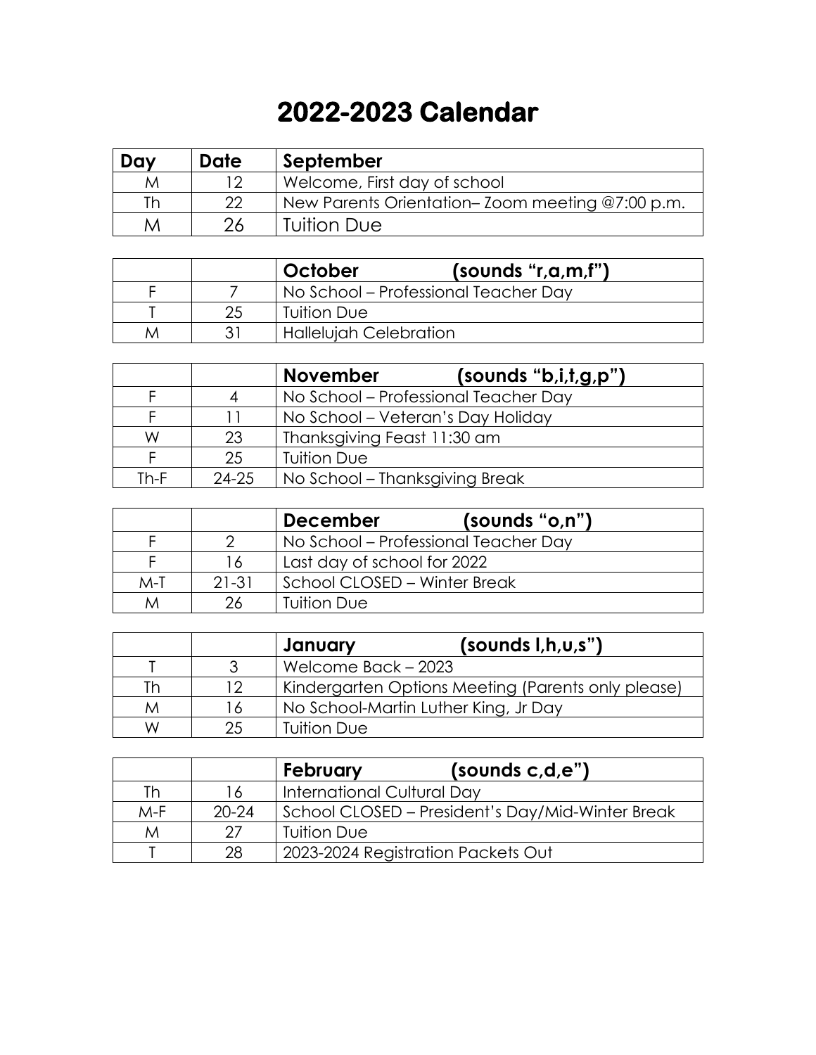# 2022-2023 Calendar

| Day | Date | September |
|---|---|---|
| M | 12 | Welcome, First day of school |
| Th | 22 | New Parents Orientation– Zoom meeting @7:00 p.m. |
| M | 26 | Tuition Due |

| | | October (sounds "r,a,m,f") |
|---|---|---|
| F | 7 | No School – Professional Teacher Day |
| T | 25 | Tuition Due |
| M | 31 | Hallelujah Celebration |

| | | November (sounds "b,i,t,g,p") |
|---|---|---|
| F | 4 | No School – Professional Teacher Day |
| F | 11 | No School – Veteran's Day Holiday |
| W | 23 | Thanksgiving Feast 11:30 am |
| F | 25 | Tuition Due |
| Th-F | 24-25 | No School – Thanksgiving Break |

| | | December (sounds "o,n") |
|---|---|---|
| F | 2 | No School – Professional Teacher Day |
| F | 16 | Last day of school for 2022 |
| M-T | 21-31 | School CLOSED – Winter Break |
| M | 26 | Tuition Due |

| | | January (sounds l,h,u,s") |
|---|---|---|
| T | 3 | Welcome Back – 2023 |
| Th | 12 | Kindergarten Options Meeting (Parents only please) |
| M | 16 | No School-Martin Luther King, Jr Day |
| W | 25 | Tuition Due |

| | | February (sounds c,d,e") |
|---|---|---|
| Th | 16 | International Cultural Day |
| M-F | 20-24 | School CLOSED – President's Day/Mid-Winter Break |
| M | 27 | Tuition Due |
| T | 28 | 2023-2024 Registration Packets Out |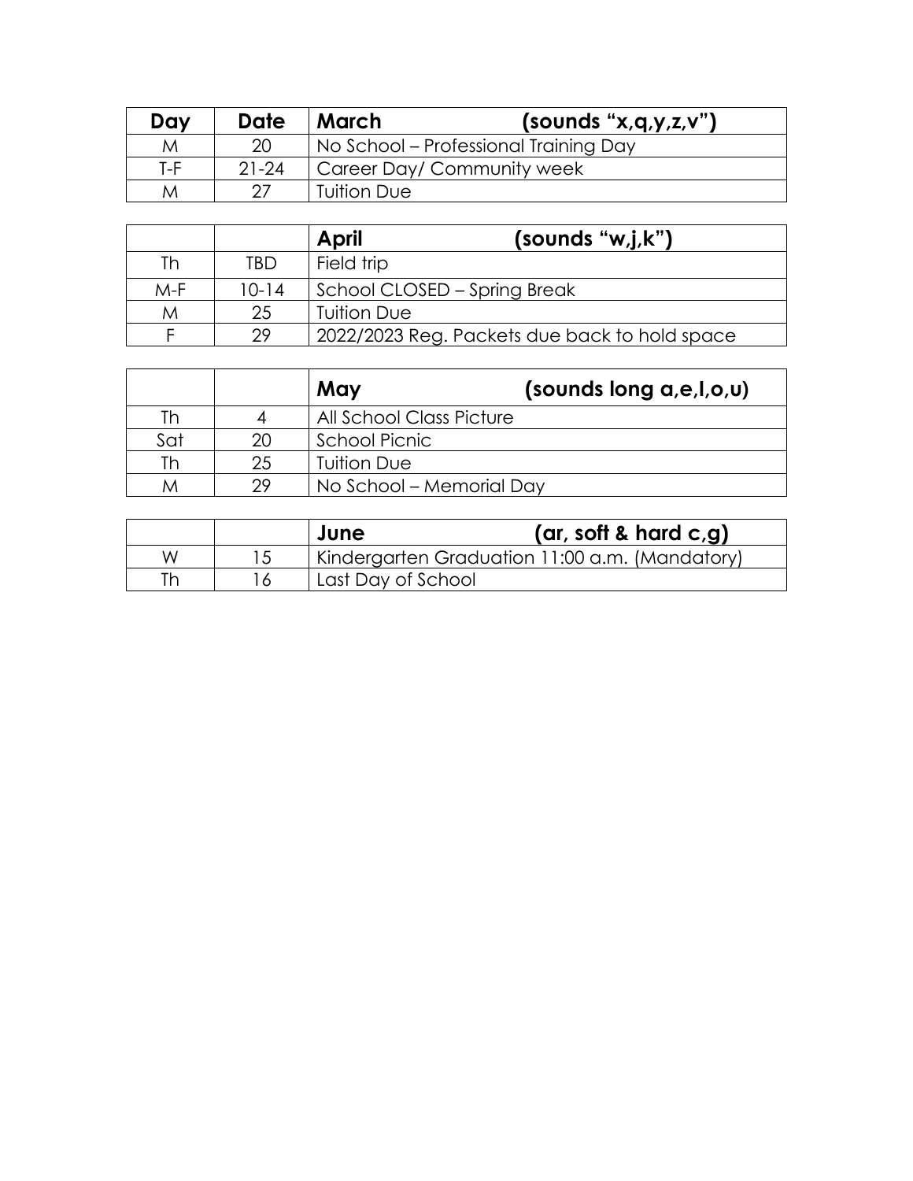| Day | Date | March (sounds "x,q,y,z,v") |
| --- | --- | --- |
| M | 20 | No School – Professional Training Day |
| T-F | 21-24 | Career Day/ Community week |
| M | 27 | Tuition Due |

| | | April (sounds "w,j,k") |
| --- | --- | --- |
| Th | TBD | Field trip |
| M-F | 10-14 | School CLOSED – Spring Break |
| M | 25 | Tuition Due |
| F | 29 | 2022/2023 Reg. Packets due back to hold space |

| | | May (sounds long a,e,I,o,u) |
| --- | --- | --- |
| Th | 4 | All School Class Picture |
| Sat | 20 | School Picnic |
| Th | 25 | Tuition Due |
| M | 29 | No School – Memorial Day |

| | | June (ar, soft & hard c,g) |
| --- | --- | --- |
| W | 15 | Kindergarten Graduation 11:00 a.m. (Mandatory) |
| Th | 16 | Last Day of School |